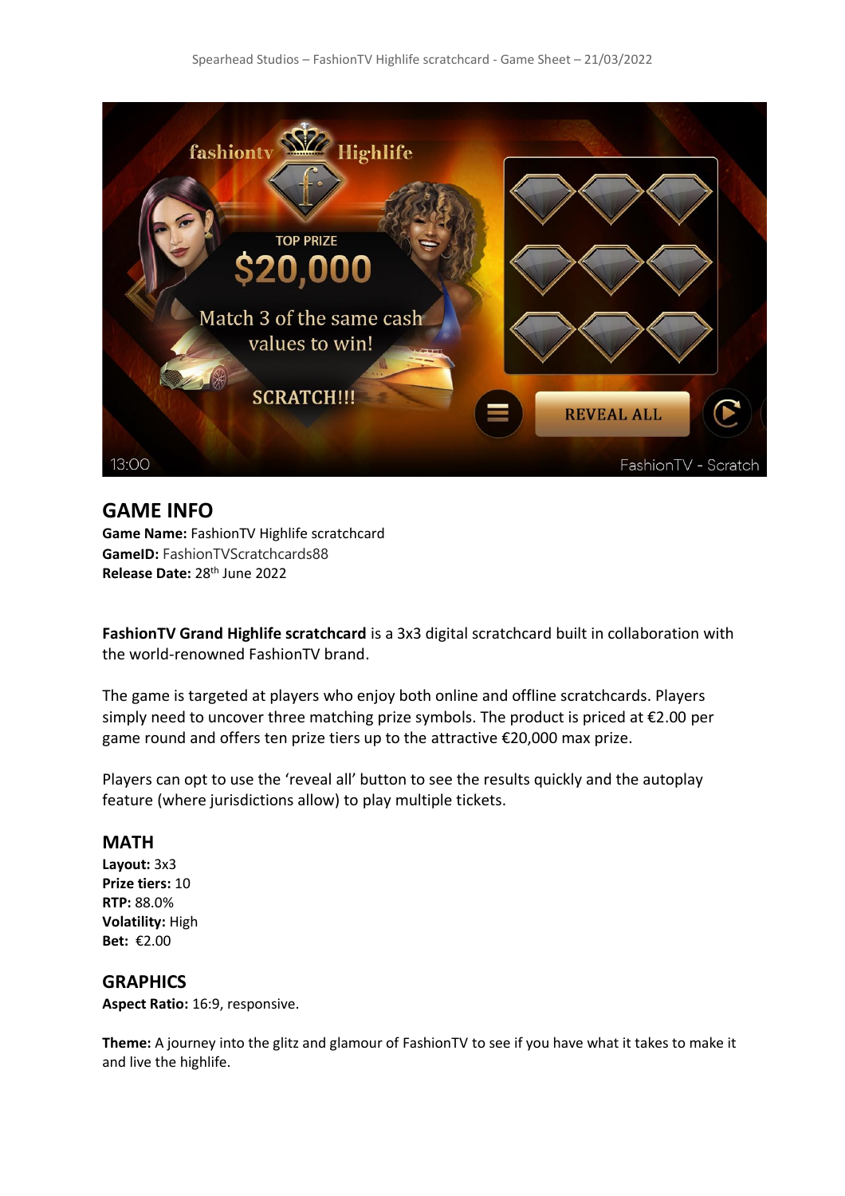## GAME INFO

**Game Name:** FashionTV Highlife scratchcard
**GameID:** FashionTVScratchcards88
**Release Date:** 28th June 2022

**FashionTV Grand Highlife scratchcard** is a 3x3 digital scratchcard built in collaboration with the world-renowned FashionTV brand.

The game is targeted at players who enjoy both online and offline scratchcards. Players simply need to uncover three matching prize symbols. The product is priced at €2.00 per game round and offers ten prize tiers up to the attractive €20,000 max prize.

Players can opt to use the 'reveal all' button to see the results quickly and the autoplay feature (where jurisdictions allow) to play multiple tickets.

## MATH

**Layout:** 3x3
**Prize tiers:** 10
**RTP:** 88.0%
**Volatility:** High
**Bet:** €2.00

## GRAPHICS

**Aspect Ratio:** 16:9, responsive.

**Theme:** A journey into the glitz and glamour of FashionTV to see if you have what it takes to make it and live the highlife.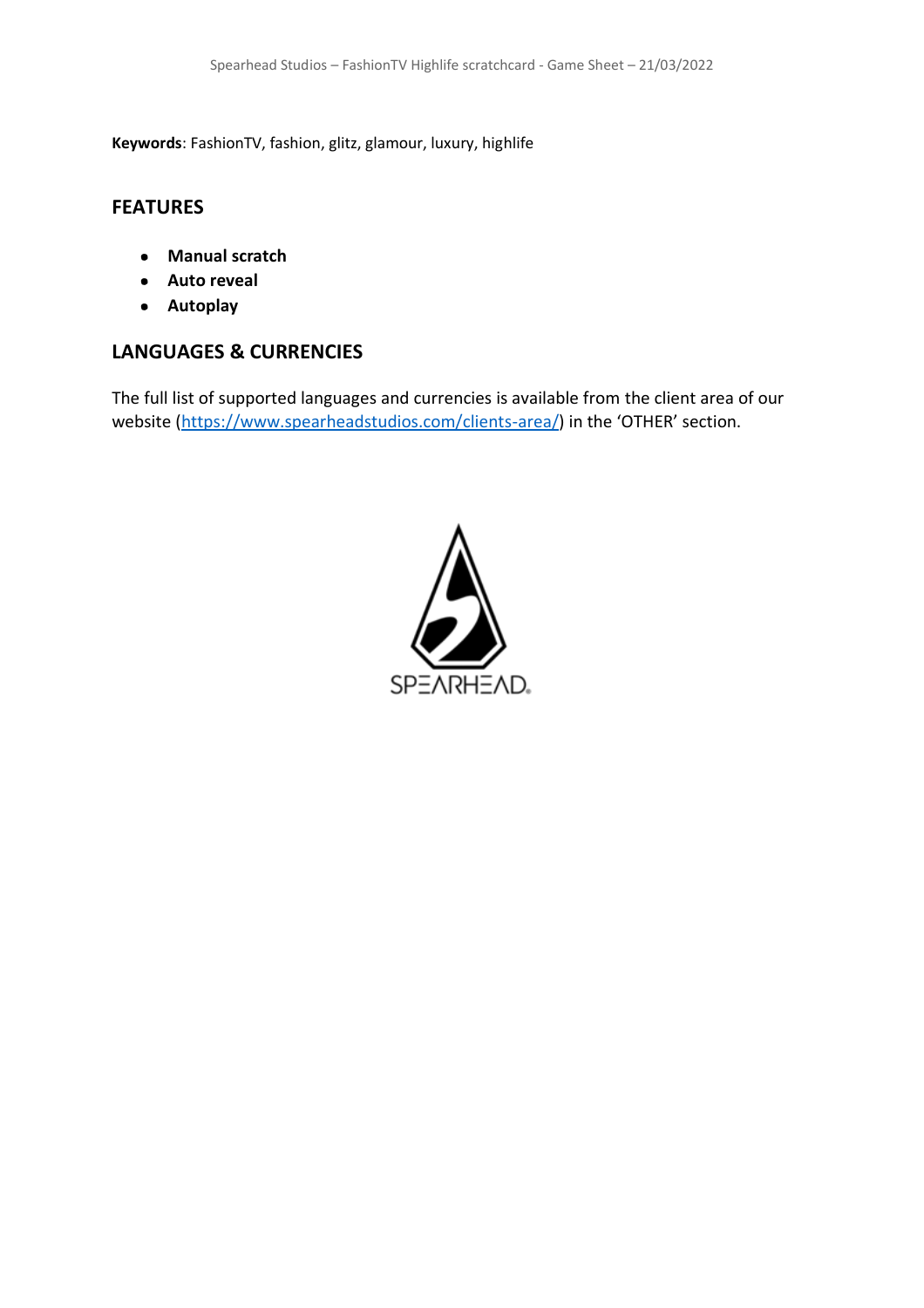**Keywords**: FashionTV, fashion, glitz, glamour, luxury, highlife

## FEATURES

- **Manual scratch**
- **Auto reveal**
- **Autoplay**

## LANGUAGES & CURRENCIES

The full list of supported languages and currencies is available from the client area of our website (https://www.spearheadstudios.com/clients-area/) in the 'OTHER' section.

SPEARHEAD